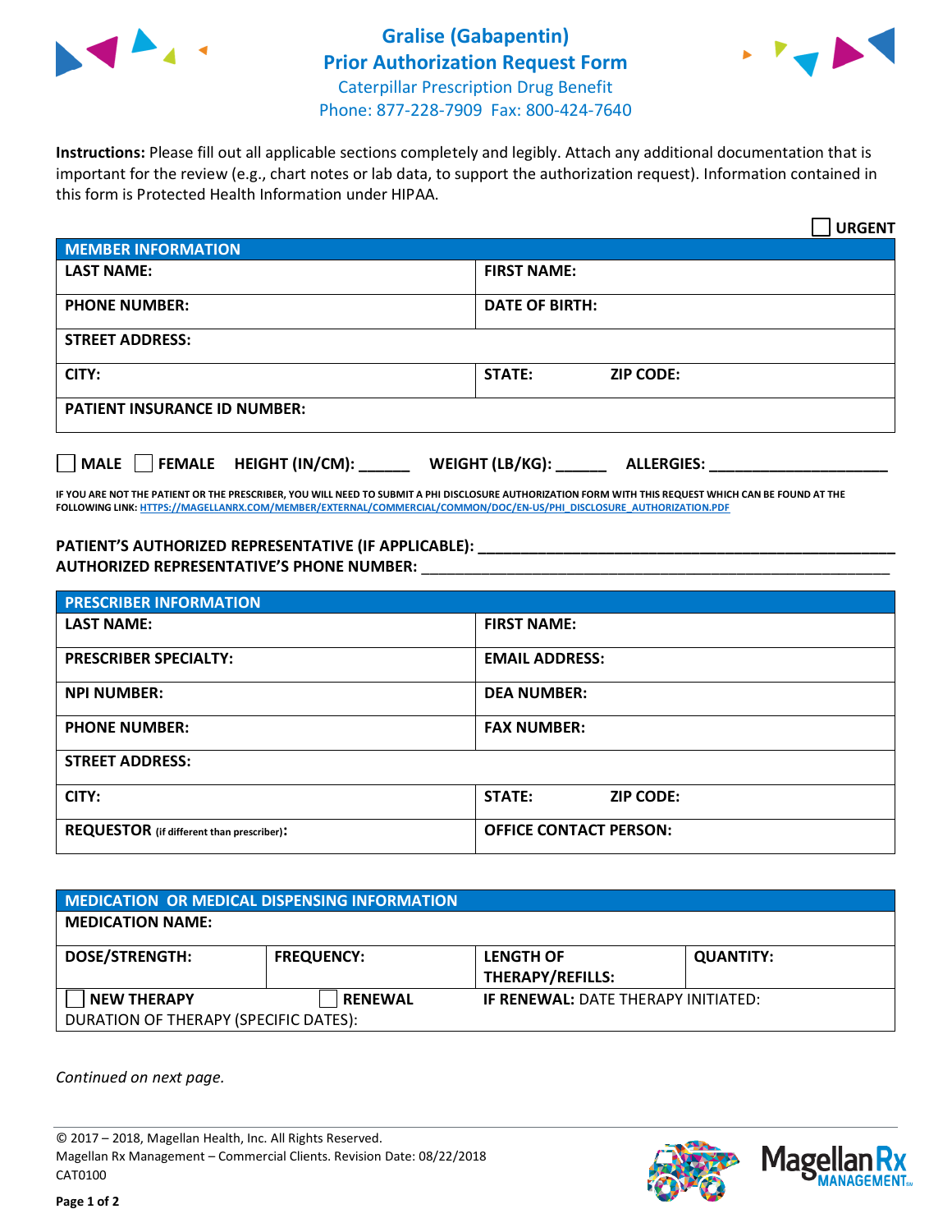# Gralise (Gabapentin)
# Prior Authorization Request Form

Caterpillar Prescription Drug Benefit
Phone: 877-228-7909 Fax: 800-424-7640

**Instructions:** Please fill out all applicable sections completely and legibly. Attach any additional documentation that is important for the review (e.g., chart notes or lab data, to support the authorization request). Information contained in this form is Protected Health Information under HIPAA.

☐ **URGENT**

| MEMBER INFORMATION | |
|---|---|
| **LAST NAME:** | **FIRST NAME:** |
| **PHONE NUMBER:** | **DATE OF BIRTH:** |
| **STREET ADDRESS:** | |
| **CITY:** | **STATE:** **ZIP CODE:** |
| **PATIENT INSURANCE ID NUMBER:** | |

☐ **MALE** ☐ **FEMALE** **HEIGHT (IN/CM):** ______ **WEIGHT (LB/KG):** ______ **ALLERGIES:** ____________________

**IF YOU ARE NOT THE PATIENT OR THE PRESCRIBER, YOU WILL NEED TO SUBMIT A PHI DISCLOSURE AUTHORIZATION FORM WITH THIS REQUEST WHICH CAN BE FOUND AT THE FOLLOWING LINK: HTTPS://MAGELLANRX.COM/MEMBER/EXTERNAL/COMMERCIAL/COMMON/DOC/EN-US/PHI_DISCLOSURE_AUTHORIZATION.PDF**

**PATIENT'S AUTHORIZED REPRESENTATIVE (IF APPLICABLE):** ____________________________________________
**AUTHORIZED REPRESENTATIVE'S PHONE NUMBER:** ____________________________________________

| PRESCRIBER INFORMATION | |
|---|---|
| **LAST NAME:** | **FIRST NAME:** |
| **PRESCRIBER SPECIALTY:** | **EMAIL ADDRESS:** |
| **NPI NUMBER:** | **DEA NUMBER:** |
| **PHONE NUMBER:** | **FAX NUMBER:** |
| **STREET ADDRESS:** | |
| **CITY:** | **STATE:** **ZIP CODE:** |
| **REQUESTOR** (if different than prescriber)**:** | **OFFICE CONTACT PERSON:** |

| MEDICATION OR MEDICAL DISPENSING INFORMATION | | | |
|---|---|---|---|
| **MEDICATION NAME:** | | | |
| **DOSE/STRENGTH:** | **FREQUENCY:** | **LENGTH OF THERAPY/REFILLS:** | **QUANTITY:** |
| ☐ **NEW THERAPY** | ☐ **RENEWAL** | **IF RENEWAL:** DATE THERAPY INITIATED: | |
| DURATION OF THERAPY (SPECIFIC DATES): | | | |

*Continued on next page.*

© 2017 – 2018, Magellan Health, Inc. All Rights Reserved.
Magellan Rx Management – Commercial Clients. Revision Date: 08/22/2018
CAT0100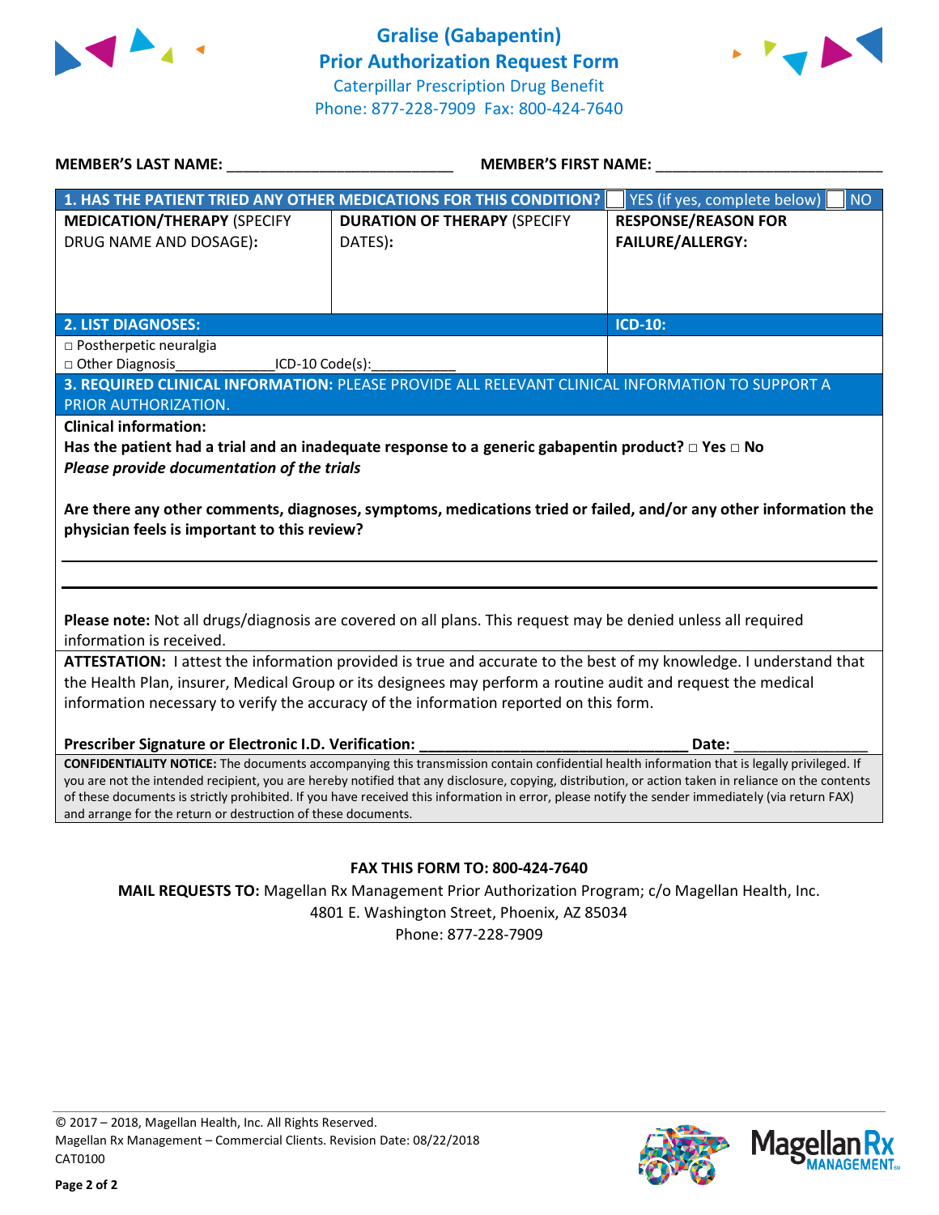# Gralise (Gabapentin)
## Prior Authorization Request Form

Caterpillar Prescription Drug Benefit
Phone: 877-228-7909 Fax: 800-424-7640

**MEMBER'S LAST NAME:** ___________________________ **MEMBER'S FIRST NAME:** ___________________________

| **1. HAS THE PATIENT TRIED ANY OTHER MEDICATIONS FOR THIS CONDITION?** | | ☐ YES (if yes, complete below) ☐ NO |
|---|---|---|
| **MEDICATION/THERAPY** (SPECIFY DRUG NAME AND DOSAGE): | **DURATION OF THERAPY** (SPECIFY DATES): | **RESPONSE/REASON FOR FAILURE/ALLERGY:** |
| | | |

| **2. LIST DIAGNOSES:** | **ICD-10:** |
|---|---|
| □ Postherpetic neuralgia<br>□ Other Diagnosis____________ICD-10 Code(s):___________ | |

**3. REQUIRED CLINICAL INFORMATION:** PLEASE PROVIDE ALL RELEVANT CLINICAL INFORMATION TO SUPPORT A PRIOR AUTHORIZATION.

**Clinical information:**

**Has the patient had a trial and an inadequate response to a generic gabapentin product?** □ **Yes** □ **No**

***Please provide documentation of the trials***

**Are there any other comments, diagnoses, symptoms, medications tried or failed, and/or any other information the physician feels is important to this review?**

_______________________________________________________________________________

_______________________________________________________________________________

**Please note:** Not all drugs/diagnosis are covered on all plans. This request may be denied unless all required information is received.

**ATTESTATION:** I attest the information provided is true and accurate to the best of my knowledge. I understand that the Health Plan, insurer, Medical Group or its designees may perform a routine audit and request the medical information necessary to verify the accuracy of the information reported on this form.

**Prescriber Signature or Electronic I.D. Verification:** _________________________________ **Date:** ________________

**CONFIDENTIALITY NOTICE:** The documents accompanying this transmission contain confidential health information that is legally privileged. If you are not the intended recipient, you are hereby notified that any disclosure, copying, distribution, or action taken in reliance on the contents of these documents is strictly prohibited. If you have received this information in error, please notify the sender immediately (via return FAX) and arrange for the return or destruction of these documents.

**FAX THIS FORM TO: 800-424-7640**

**MAIL REQUESTS TO:** Magellan Rx Management Prior Authorization Program; c/o Magellan Health, Inc.
4801 E. Washington Street, Phoenix, AZ 85034
Phone: 877-228-7909

© 2017 – 2018, Magellan Health, Inc. All Rights Reserved.
Magellan Rx Management – Commercial Clients. Revision Date: 08/22/2018
CAT0100